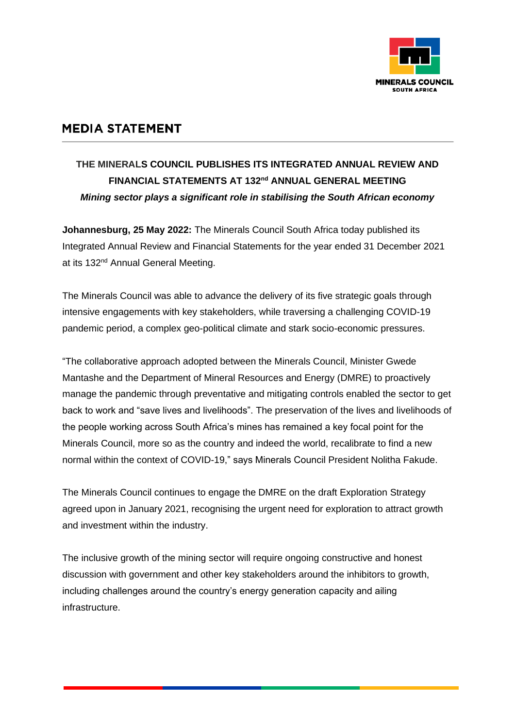# MEDIA STATEMENT

**THE MINERALS COUNCIL PUBLISHES ITS INTEGRATED ANNUAL REVIEW AND FINANCIAL STATEMENTS AT 132nd ANNUAL GENERAL MEETING**

***Mining sector plays a significant role in stabilising the South African economy***

**Johannesburg, 25 May 2022:** The Minerals Council South Africa today published its Integrated Annual Review and Financial Statements for the year ended 31 December 2021 at its 132nd Annual General Meeting.

The Minerals Council was able to advance the delivery of its five strategic goals through intensive engagements with key stakeholders, while traversing a challenging COVID-19 pandemic period, a complex geo-political climate and stark socio-economic pressures.

"The collaborative approach adopted between the Minerals Council, Minister Gwede Mantashe and the Department of Mineral Resources and Energy (DMRE) to proactively manage the pandemic through preventative and mitigating controls enabled the sector to get back to work and "save lives and livelihoods". The preservation of the lives and livelihoods of the people working across South Africa's mines has remained a key focal point for the Minerals Council, more so as the country and indeed the world, recalibrate to find a new normal within the context of COVID-19," says Minerals Council President Nolitha Fakude.

The Minerals Council continues to engage the DMRE on the draft Exploration Strategy agreed upon in January 2021, recognising the urgent need for exploration to attract growth and investment within the industry.

The inclusive growth of the mining sector will require ongoing constructive and honest discussion with government and other key stakeholders around the inhibitors to growth, including challenges around the country's energy generation capacity and ailing infrastructure.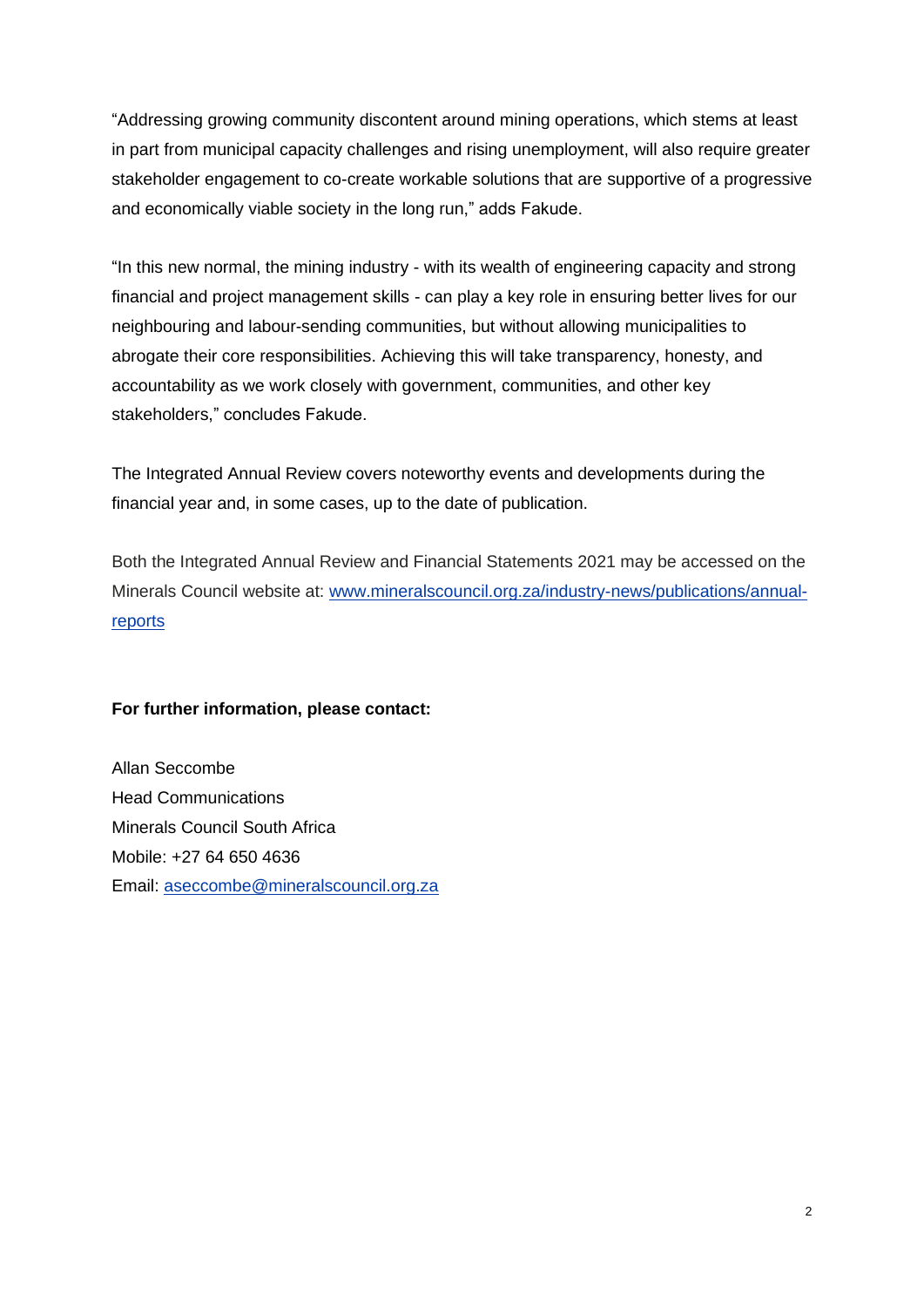"Addressing growing community discontent around mining operations, which stems at least in part from municipal capacity challenges and rising unemployment, will also require greater stakeholder engagement to co-create workable solutions that are supportive of a progressive and economically viable society in the long run," adds Fakude.

"In this new normal, the mining industry - with its wealth of engineering capacity and strong financial and project management skills - can play a key role in ensuring better lives for our neighbouring and labour-sending communities, but without allowing municipalities to abrogate their core responsibilities. Achieving this will take transparency, honesty, and accountability as we work closely with government, communities, and other key stakeholders," concludes Fakude.

The Integrated Annual Review covers noteworthy events and developments during the financial year and, in some cases, up to the date of publication.

Both the Integrated Annual Review and Financial Statements 2021 may be accessed on the Minerals Council website at: [www.mineralscouncil.org.za/industry-news/publications/annual-reports](http://www.mineralscouncil.org.za/industry-news/publications/annual-reports)

**For further information, please contact:**

Allan Seccombe
Head Communications
Minerals Council South Africa
Mobile: +27 64 650 4636
Email: [aseccombe@mineralscouncil.org.za](mailto:aseccombe@mineralscouncil.org.za)